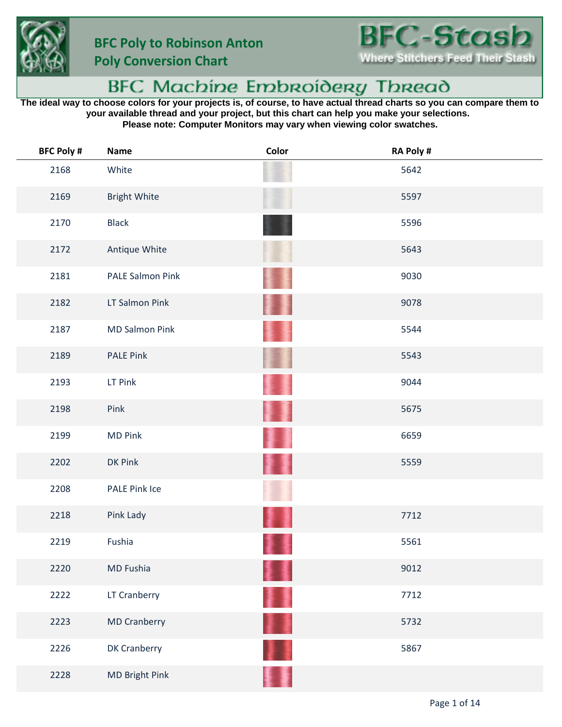# BFC Poly to Robinson Anton Poly Conversion Chart

**BFC-Stash**

**Where Stitchers Feed Their Stash**

## BFC Machine Embroidery Thread

**The ideal way to choose colors for your projects is, of course, to have actual thread charts so you can compare them to your available thread and your project, but this chart can help you make your selections.**
**Please note: Computer Monitors may vary when viewing color swatches.**

| BFC Poly # | Name | Color | RA Poly # |
|---|---|---|---|
| 2168 | White | | 5642 |
| 2169 | Bright White | | 5597 |
| 2170 | Black | | 5596 |
| 2172 | Antique White | | 5643 |
| 2181 | PALE Salmon Pink | | 9030 |
| 2182 | LT Salmon Pink | | 9078 |
| 2187 | MD Salmon Pink | | 5544 |
| 2189 | PALE Pink | | 5543 |
| 2193 | LT Pink | | 9044 |
| 2198 | Pink | | 5675 |
| 2199 | MD Pink | | 6659 |
| 2202 | DK Pink | | 5559 |
| 2208 | PALE Pink Ice | | |
| 2218 | Pink Lady | | 7712 |
| 2219 | Fushia | | 5561 |
| 2220 | MD Fushia | | 9012 |
| 2222 | LT Cranberry | | 7712 |
| 2223 | MD Cranberry | | 5732 |
| 2226 | DK Cranberry | | 5867 |
| 2228 | MD Bright Pink | | |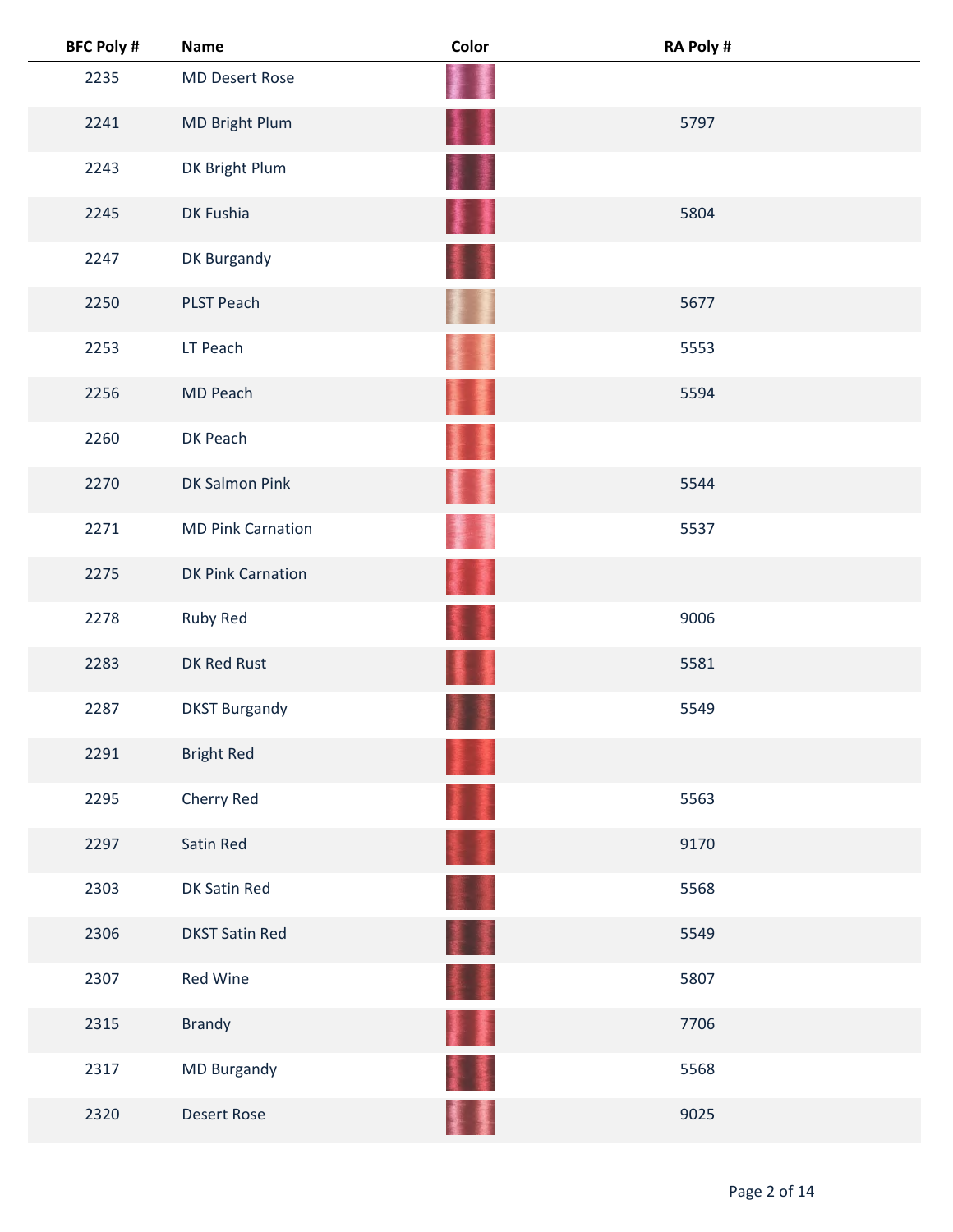| BFC Poly # | Name | Color | RA Poly # |
|---|---|---|---|
| 2235 | MD Desert Rose | | |
| 2241 | MD Bright Plum | | 5797 |
| 2243 | DK Bright Plum | | |
| 2245 | DK Fushia | | 5804 |
| 2247 | DK Burgandy | | |
| 2250 | PLST Peach | | 5677 |
| 2253 | LT Peach | | 5553 |
| 2256 | MD Peach | | 5594 |
| 2260 | DK Peach | | |
| 2270 | DK Salmon Pink | | 5544 |
| 2271 | MD Pink Carnation | | 5537 |
| 2275 | DK Pink Carnation | | |
| 2278 | Ruby Red | | 9006 |
| 2283 | DK Red Rust | | 5581 |
| 2287 | DKST Burgandy | | 5549 |
| 2291 | Bright Red | | |
| 2295 | Cherry Red | | 5563 |
| 2297 | Satin Red | | 9170 |
| 2303 | DK Satin Red | | 5568 |
| 2306 | DKST Satin Red | | 5549 |
| 2307 | Red Wine | | 5807 |
| 2315 | Brandy | | 7706 |
| 2317 | MD Burgandy | | 5568 |
| 2320 | Desert Rose | | 9025 |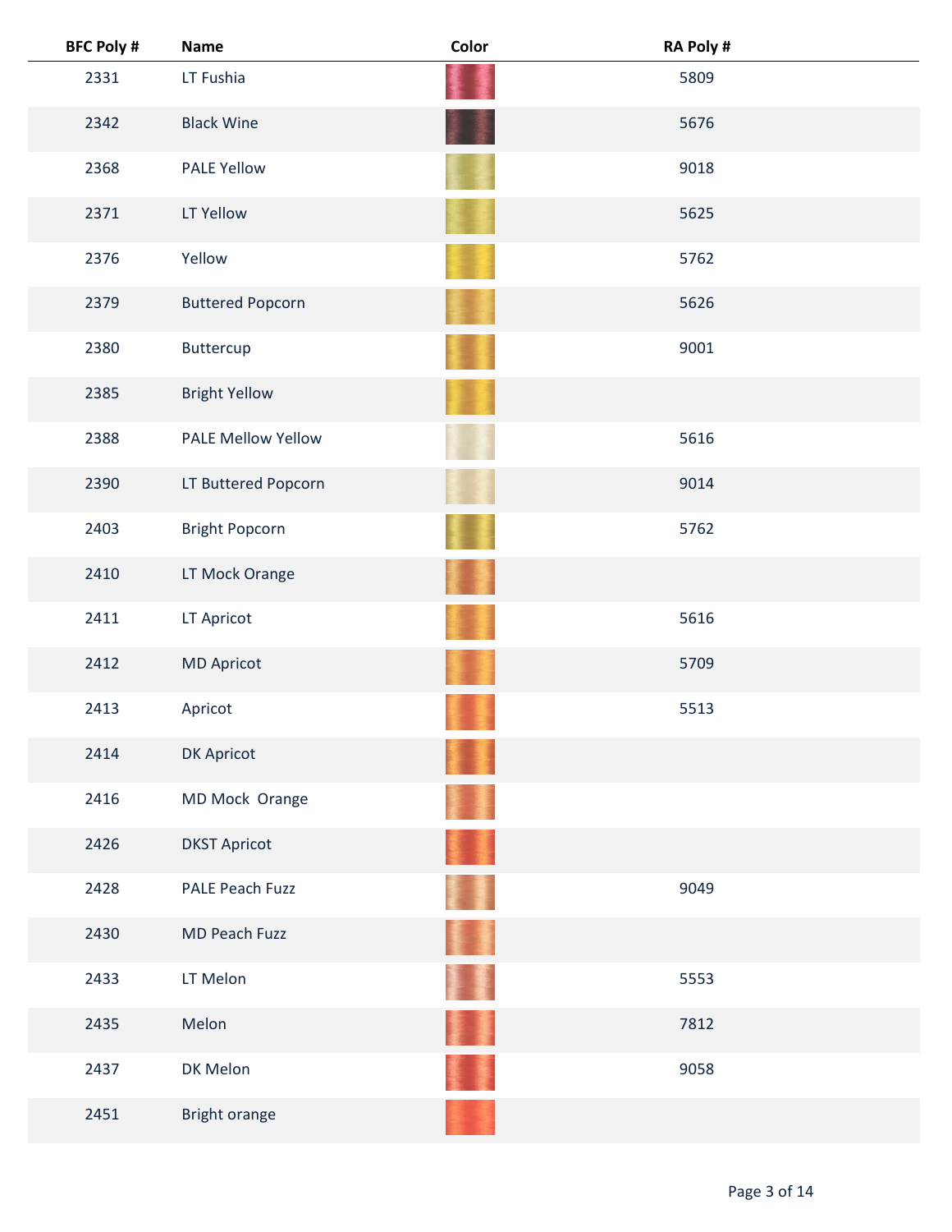| BFC Poly # | Name | Color | RA Poly # |
|---|---|---|---|
| 2331 | LT Fushia | | 5809 |
| 2342 | Black Wine | | 5676 |
| 2368 | PALE Yellow | | 9018 |
| 2371 | LT Yellow | | 5625 |
| 2376 | Yellow | | 5762 |
| 2379 | Buttered Popcorn | | 5626 |
| 2380 | Buttercup | | 9001 |
| 2385 | Bright Yellow | | |
| 2388 | PALE Mellow Yellow | | 5616 |
| 2390 | LT Buttered Popcorn | | 9014 |
| 2403 | Bright Popcorn | | 5762 |
| 2410 | LT Mock Orange | | |
| 2411 | LT Apricot | | 5616 |
| 2412 | MD Apricot | | 5709 |
| 2413 | Apricot | | 5513 |
| 2414 | DK Apricot | | |
| 2416 | MD Mock Orange | | |
| 2426 | DKST Apricot | | |
| 2428 | PALE Peach Fuzz | | 9049 |
| 2430 | MD Peach Fuzz | | |
| 2433 | LT Melon | | 5553 |
| 2435 | Melon | | 7812 |
| 2437 | DK Melon | | 9058 |
| 2451 | Bright orange | | |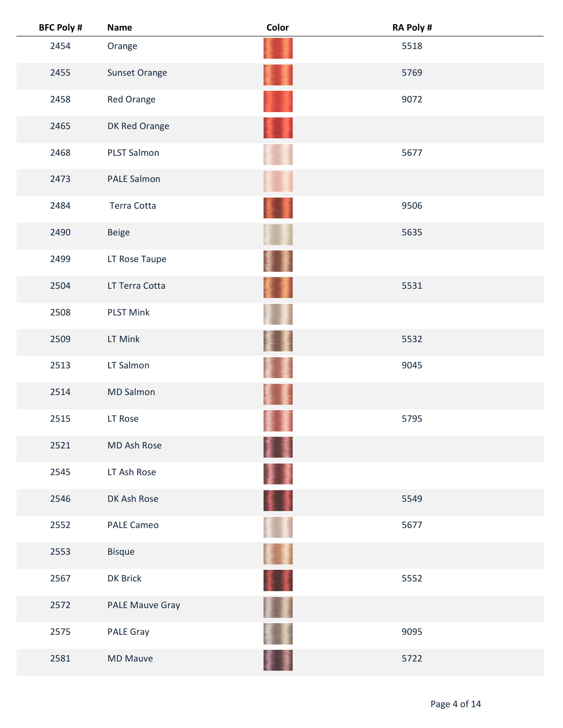| BFC Poly # | Name | Color | RA Poly # |
|---|---|---|---|
| 2454 | Orange | | 5518 |
| 2455 | Sunset Orange | | 5769 |
| 2458 | Red Orange | | 9072 |
| 2465 | DK Red Orange | | |
| 2468 | PLST Salmon | | 5677 |
| 2473 | PALE Salmon | | |
| 2484 | Terra Cotta | | 9506 |
| 2490 | Beige | | 5635 |
| 2499 | LT Rose Taupe | | |
| 2504 | LT Terra Cotta | | 5531 |
| 2508 | PLST Mink | | |
| 2509 | LT Mink | | 5532 |
| 2513 | LT Salmon | | 9045 |
| 2514 | MD Salmon | | |
| 2515 | LT Rose | | 5795 |
| 2521 | MD Ash Rose | | |
| 2545 | LT Ash Rose | | |
| 2546 | DK Ash Rose | | 5549 |
| 2552 | PALE Cameo | | 5677 |
| 2553 | Bisque | | |
| 2567 | DK Brick | | 5552 |
| 2572 | PALE Mauve Gray | | |
| 2575 | PALE Gray | | 9095 |
| 2581 | MD Mauve | | 5722 |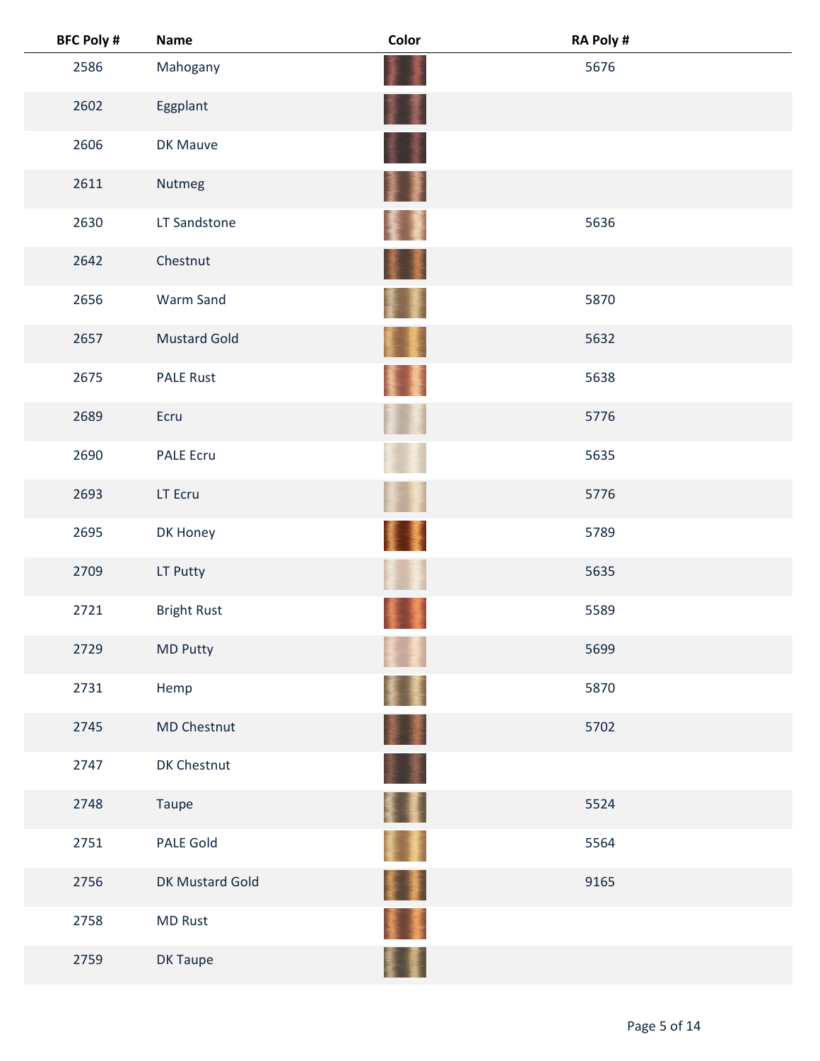| BFC Poly # | Name | Color | RA Poly # |
|---|---|---|---|
| 2586 | Mahogany | | 5676 |
| 2602 | Eggplant | | |
| 2606 | DK Mauve | | |
| 2611 | Nutmeg | | |
| 2630 | LT Sandstone | | 5636 |
| 2642 | Chestnut | | |
| 2656 | Warm Sand | | 5870 |
| 2657 | Mustard Gold | | 5632 |
| 2675 | PALE Rust | | 5638 |
| 2689 | Ecru | | 5776 |
| 2690 | PALE Ecru | | 5635 |
| 2693 | LT Ecru | | 5776 |
| 2695 | DK Honey | | 5789 |
| 2709 | LT Putty | | 5635 |
| 2721 | Bright Rust | | 5589 |
| 2729 | MD Putty | | 5699 |
| 2731 | Hemp | | 5870 |
| 2745 | MD Chestnut | | 5702 |
| 2747 | DK Chestnut | | |
| 2748 | Taupe | | 5524 |
| 2751 | PALE Gold | | 5564 |
| 2756 | DK Mustard Gold | | 9165 |
| 2758 | MD Rust | | |
| 2759 | DK Taupe | | |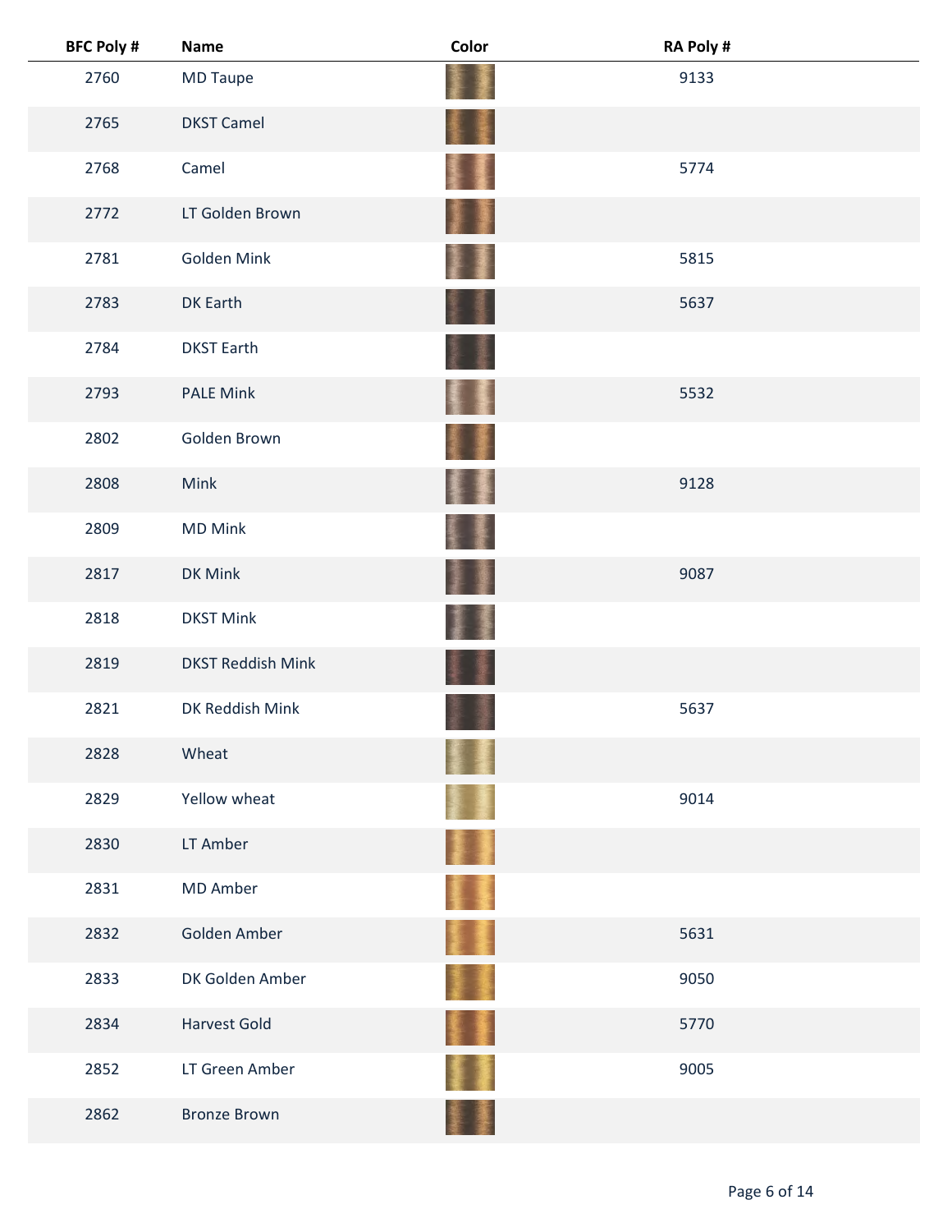| BFC Poly # | Name | Color | RA Poly # |
|---|---|---|---|
| 2760 | MD Taupe | | 9133 |
| 2765 | DKST Camel | | |
| 2768 | Camel | | 5774 |
| 2772 | LT Golden Brown | | |
| 2781 | Golden Mink | | 5815 |
| 2783 | DK Earth | | 5637 |
| 2784 | DKST Earth | | |
| 2793 | PALE Mink | | 5532 |
| 2802 | Golden Brown | | |
| 2808 | Mink | | 9128 |
| 2809 | MD Mink | | |
| 2817 | DK Mink | | 9087 |
| 2818 | DKST Mink | | |
| 2819 | DKST Reddish Mink | | |
| 2821 | DK Reddish Mink | | 5637 |
| 2828 | Wheat | | |
| 2829 | Yellow wheat | | 9014 |
| 2830 | LT Amber | | |
| 2831 | MD Amber | | |
| 2832 | Golden Amber | | 5631 |
| 2833 | DK Golden Amber | | 9050 |
| 2834 | Harvest Gold | | 5770 |
| 2852 | LT Green Amber | | 9005 |
| 2862 | Bronze Brown | | |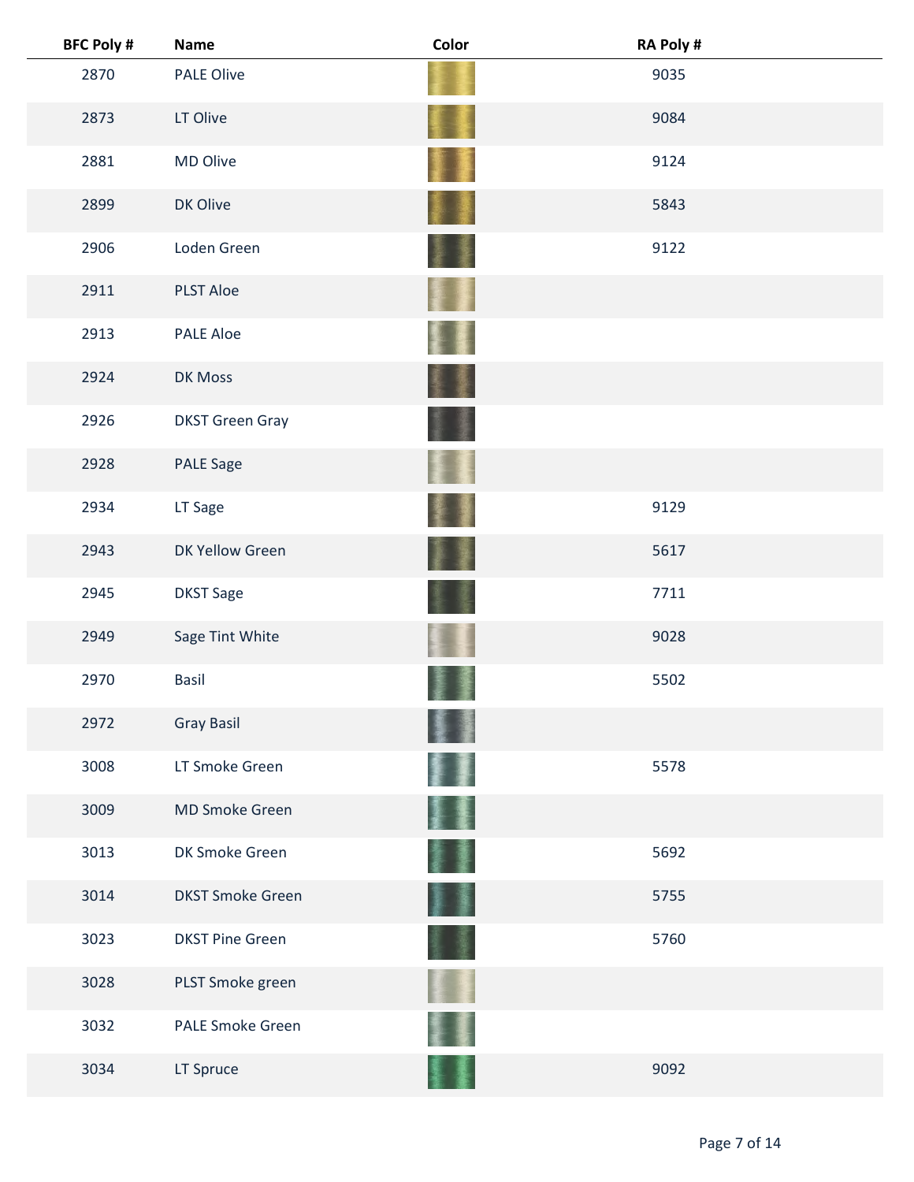| BFC Poly # | Name | Color | RA Poly # |
|---|---|---|---|
| 2870 | PALE Olive | | 9035 |
| 2873 | LT Olive | | 9084 |
| 2881 | MD Olive | | 9124 |
| 2899 | DK Olive | | 5843 |
| 2906 | Loden Green | | 9122 |
| 2911 | PLST Aloe | | |
| 2913 | PALE Aloe | | |
| 2924 | DK Moss | | |
| 2926 | DKST Green Gray | | |
| 2928 | PALE Sage | | |
| 2934 | LT Sage | | 9129 |
| 2943 | DK Yellow Green | | 5617 |
| 2945 | DKST Sage | | 7711 |
| 2949 | Sage Tint White | | 9028 |
| 2970 | Basil | | 5502 |
| 2972 | Gray Basil | | |
| 3008 | LT Smoke Green | | 5578 |
| 3009 | MD Smoke Green | | |
| 3013 | DK Smoke Green | | 5692 |
| 3014 | DKST Smoke Green | | 5755 |
| 3023 | DKST Pine Green | | 5760 |
| 3028 | PLST Smoke green | | |
| 3032 | PALE Smoke Green | | |
| 3034 | LT Spruce | | 9092 |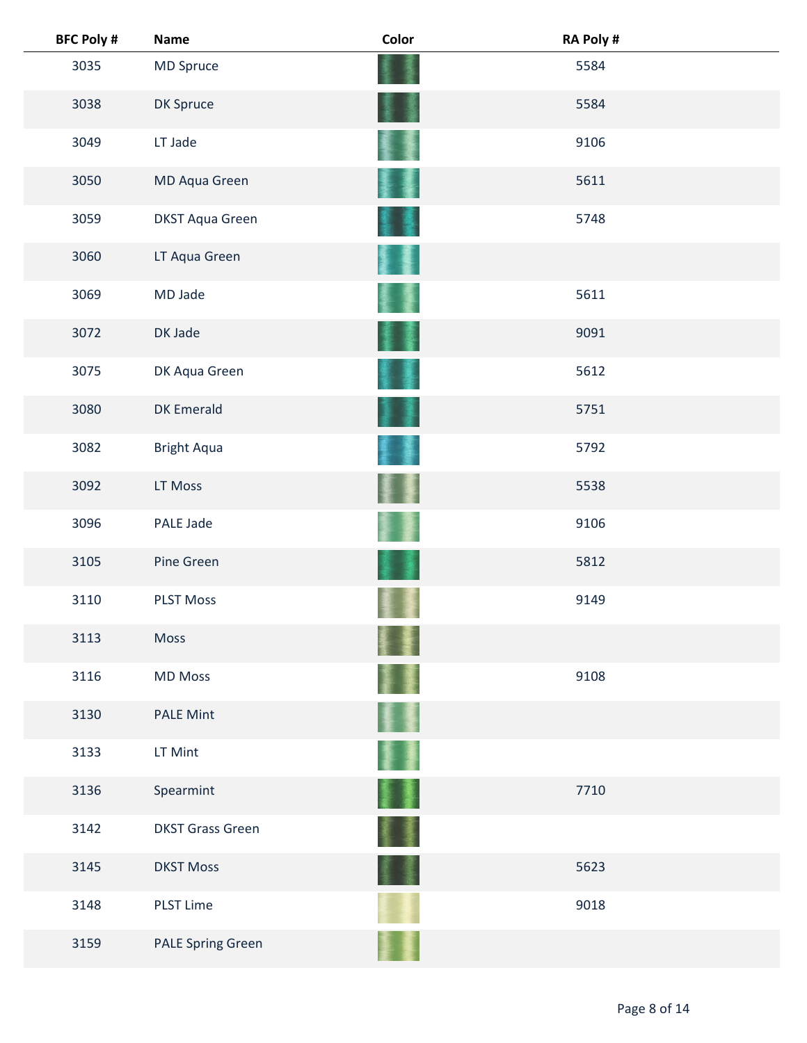| BFC Poly # | Name | Color | RA Poly # |
|---|---|---|---|
| 3035 | MD Spruce | | 5584 |
| 3038 | DK Spruce | | 5584 |
| 3049 | LT Jade | | 9106 |
| 3050 | MD Aqua Green | | 5611 |
| 3059 | DKST Aqua Green | | 5748 |
| 3060 | LT Aqua Green | | |
| 3069 | MD Jade | | 5611 |
| 3072 | DK Jade | | 9091 |
| 3075 | DK Aqua Green | | 5612 |
| 3080 | DK Emerald | | 5751 |
| 3082 | Bright Aqua | | 5792 |
| 3092 | LT Moss | | 5538 |
| 3096 | PALE Jade | | 9106 |
| 3105 | Pine Green | | 5812 |
| 3110 | PLST Moss | | 9149 |
| 3113 | Moss | | |
| 3116 | MD Moss | | 9108 |
| 3130 | PALE Mint | | |
| 3133 | LT Mint | | |
| 3136 | Spearmint | | 7710 |
| 3142 | DKST Grass Green | | |
| 3145 | DKST Moss | | 5623 |
| 3148 | PLST Lime | | 9018 |
| 3159 | PALE Spring Green | | |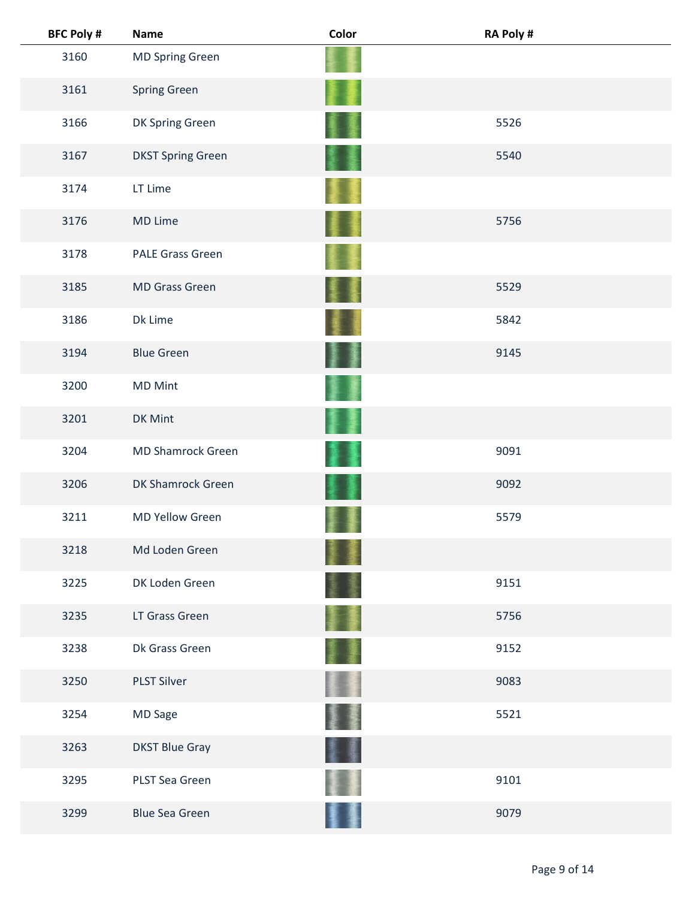| BFC Poly # | Name | Color | RA Poly # |
| --- | --- | --- | --- |
| 3160 | MD Spring Green | | |
| 3161 | Spring Green | | |
| 3166 | DK Spring Green | | 5526 |
| 3167 | DKST Spring Green | | 5540 |
| 3174 | LT Lime | | |
| 3176 | MD Lime | | 5756 |
| 3178 | PALE Grass Green | | |
| 3185 | MD Grass Green | | 5529 |
| 3186 | Dk Lime | | 5842 |
| 3194 | Blue Green | | 9145 |
| 3200 | MD Mint | | |
| 3201 | DK Mint | | |
| 3204 | MD Shamrock Green | | 9091 |
| 3206 | DK Shamrock Green | | 9092 |
| 3211 | MD Yellow Green | | 5579 |
| 3218 | Md Loden Green | | |
| 3225 | DK Loden Green | | 9151 |
| 3235 | LT Grass Green | | 5756 |
| 3238 | Dk Grass Green | | 9152 |
| 3250 | PLST Silver | | 9083 |
| 3254 | MD Sage | | 5521 |
| 3263 | DKST Blue Gray | | |
| 3295 | PLST Sea Green | | 9101 |
| 3299 | Blue Sea Green | | 9079 |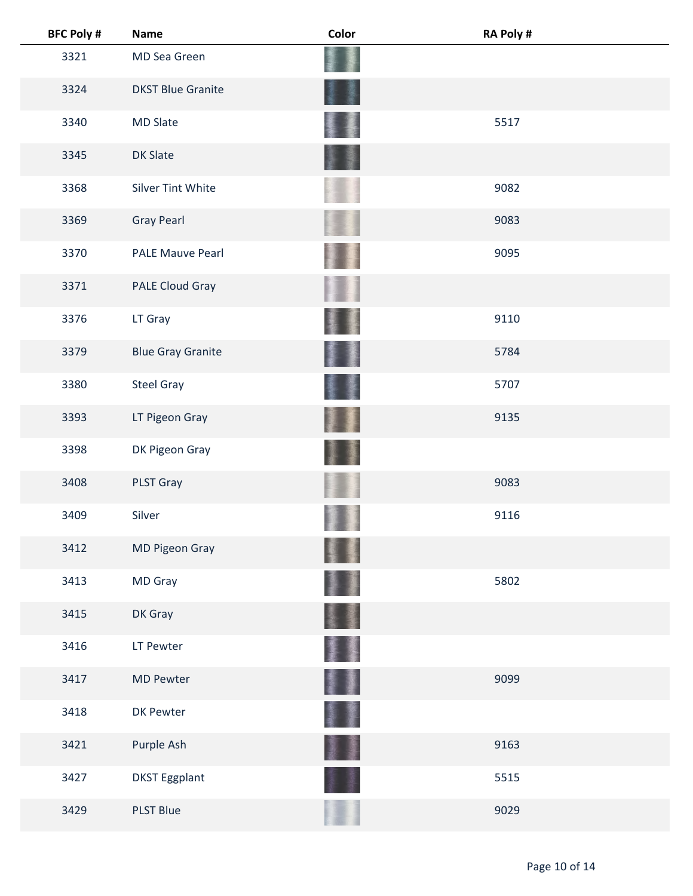| BFC Poly # | Name | Color | RA Poly # |
|---|---|---|---|
| 3321 | MD Sea Green | | |
| 3324 | DKST Blue Granite | | |
| 3340 | MD Slate | | 5517 |
| 3345 | DK Slate | | |
| 3368 | Silver Tint White | | 9082 |
| 3369 | Gray Pearl | | 9083 |
| 3370 | PALE Mauve Pearl | | 9095 |
| 3371 | PALE Cloud Gray | | |
| 3376 | LT Gray | | 9110 |
| 3379 | Blue Gray Granite | | 5784 |
| 3380 | Steel Gray | | 5707 |
| 3393 | LT Pigeon Gray | | 9135 |
| 3398 | DK Pigeon Gray | | |
| 3408 | PLST Gray | | 9083 |
| 3409 | Silver | | 9116 |
| 3412 | MD Pigeon Gray | | |
| 3413 | MD Gray | | 5802 |
| 3415 | DK Gray | | |
| 3416 | LT Pewter | | |
| 3417 | MD Pewter | | 9099 |
| 3418 | DK Pewter | | |
| 3421 | Purple Ash | | 9163 |
| 3427 | DKST Eggplant | | 5515 |
| 3429 | PLST Blue | | 9029 |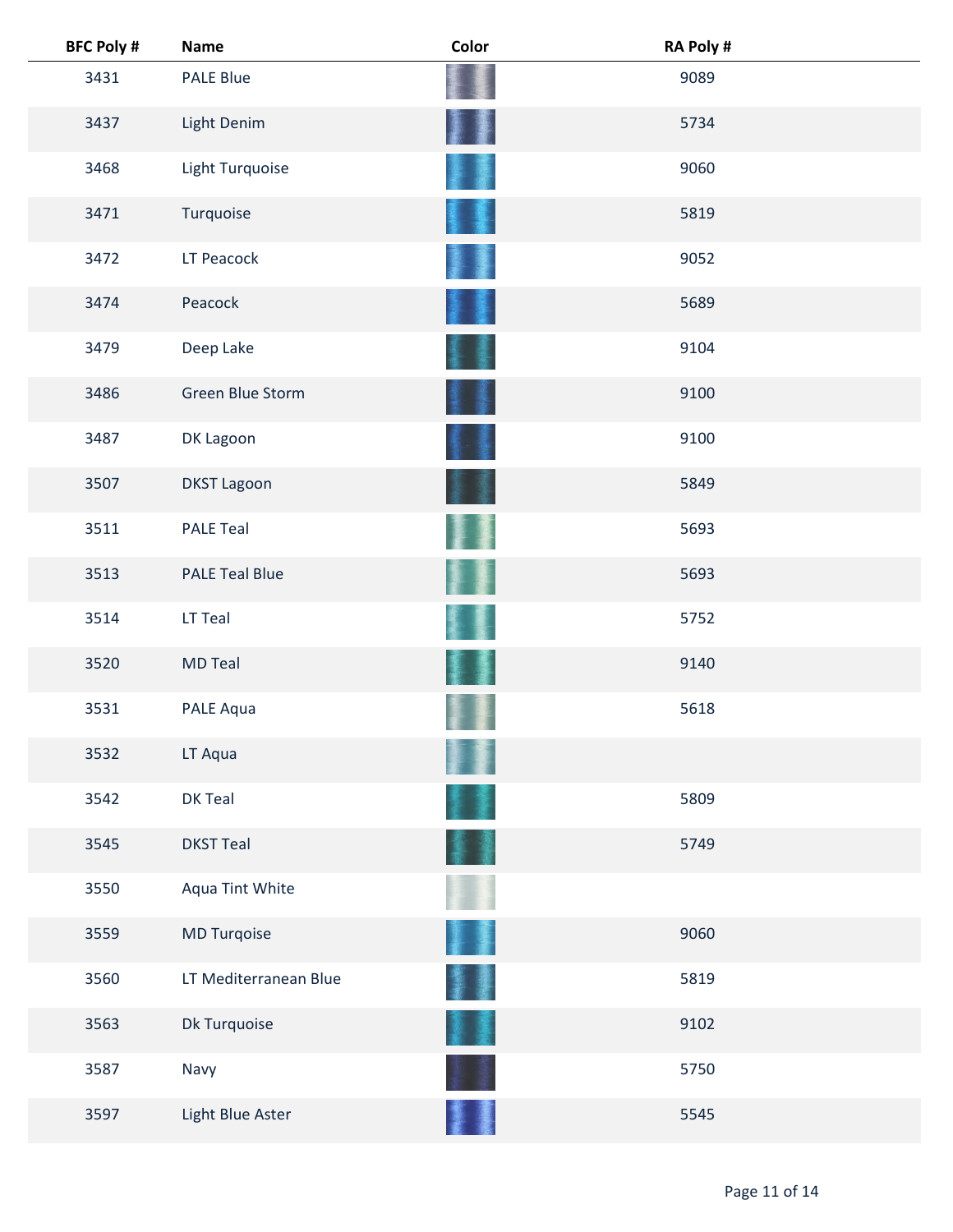| BFC Poly # | Name | Color | RA Poly # |
|---|---|---|---|
| 3431 | PALE Blue | | 9089 |
| 3437 | Light Denim | | 5734 |
| 3468 | Light Turquoise | | 9060 |
| 3471 | Turquoise | | 5819 |
| 3472 | LT Peacock | | 9052 |
| 3474 | Peacock | | 5689 |
| 3479 | Deep Lake | | 9104 |
| 3486 | Green Blue Storm | | 9100 |
| 3487 | DK Lagoon | | 9100 |
| 3507 | DKST Lagoon | | 5849 |
| 3511 | PALE Teal | | 5693 |
| 3513 | PALE Teal Blue | | 5693 |
| 3514 | LT Teal | | 5752 |
| 3520 | MD Teal | | 9140 |
| 3531 | PALE Aqua | | 5618 |
| 3532 | LT Aqua | | |
| 3542 | DK Teal | | 5809 |
| 3545 | DKST Teal | | 5749 |
| 3550 | Aqua Tint White | | |
| 3559 | MD Turqoise | | 9060 |
| 3560 | LT Mediterranean Blue | | 5819 |
| 3563 | Dk Turquoise | | 9102 |
| 3587 | Navy | | 5750 |
| 3597 | Light Blue Aster | | 5545 |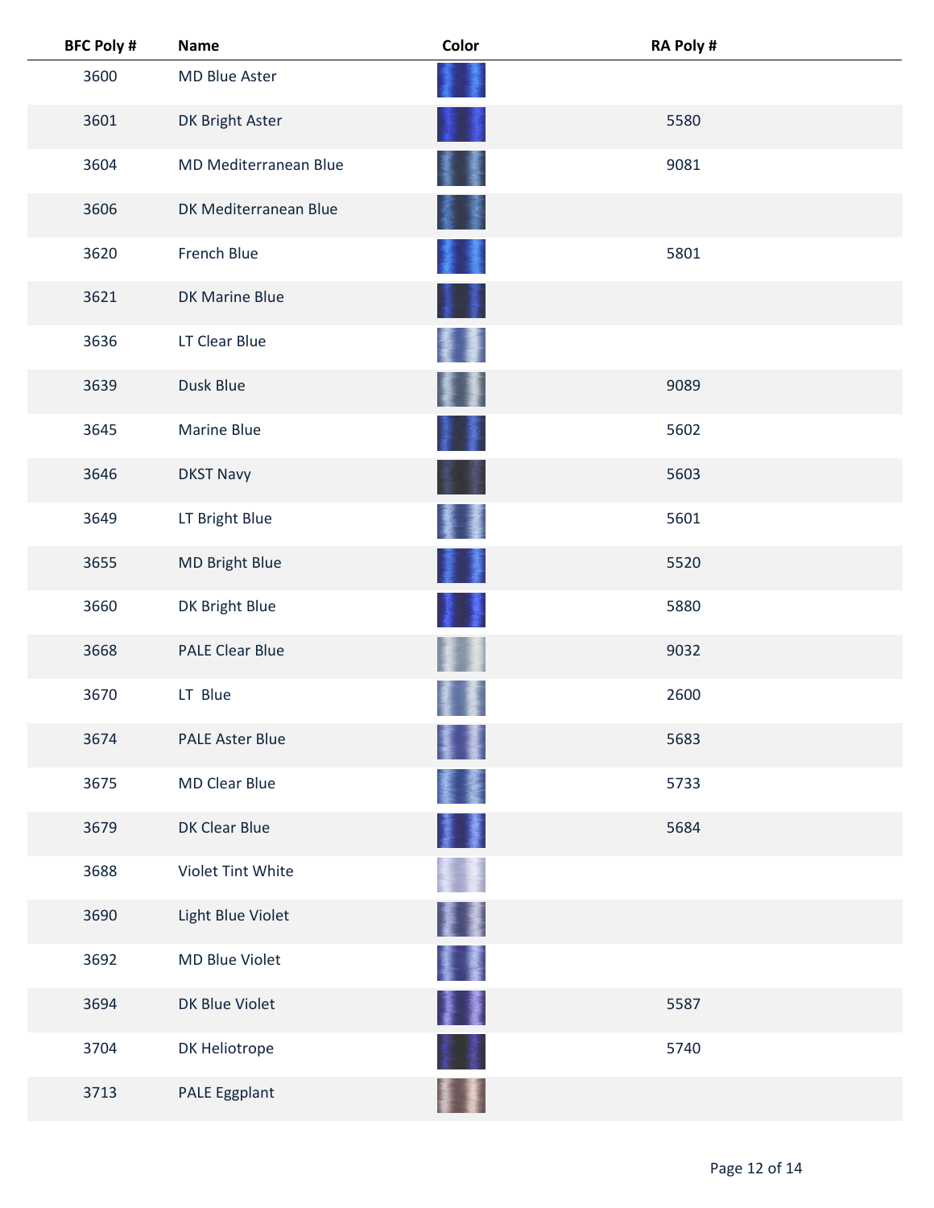| BFC Poly # | Name | Color | RA Poly # |
|---|---|---|---|
| 3600 | MD Blue Aster | | |
| 3601 | DK Bright Aster | | 5580 |
| 3604 | MD Mediterranean Blue | | 9081 |
| 3606 | DK Mediterranean Blue | | |
| 3620 | French Blue | | 5801 |
| 3621 | DK Marine Blue | | |
| 3636 | LT Clear Blue | | |
| 3639 | Dusk Blue | | 9089 |
| 3645 | Marine Blue | | 5602 |
| 3646 | DKST Navy | | 5603 |
| 3649 | LT Bright Blue | | 5601 |
| 3655 | MD Bright Blue | | 5520 |
| 3660 | DK Bright Blue | | 5880 |
| 3668 | PALE Clear Blue | | 9032 |
| 3670 | LT Blue | | 2600 |
| 3674 | PALE Aster Blue | | 5683 |
| 3675 | MD Clear Blue | | 5733 |
| 3679 | DK Clear Blue | | 5684 |
| 3688 | Violet Tint White | | |
| 3690 | Light Blue Violet | | |
| 3692 | MD Blue Violet | | |
| 3694 | DK Blue Violet | | 5587 |
| 3704 | DK Heliotrope | | 5740 |
| 3713 | PALE Eggplant | | |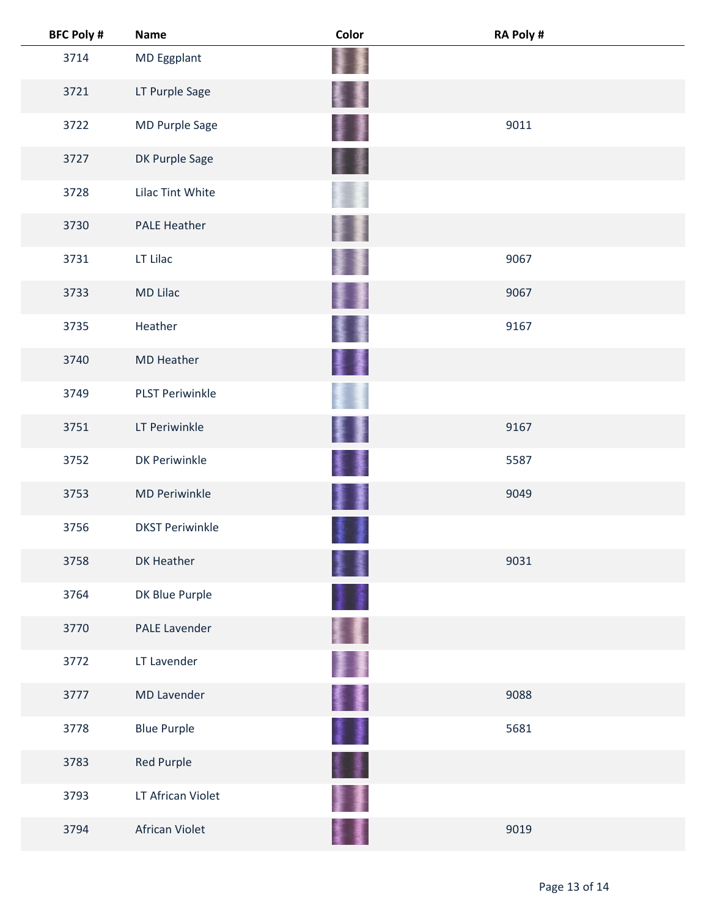| BFC Poly # | Name | Color | RA Poly # |
| --- | --- | --- | --- |
| 3714 | MD Eggplant | | |
| 3721 | LT Purple Sage | | |
| 3722 | MD Purple Sage | | 9011 |
| 3727 | DK Purple Sage | | |
| 3728 | Lilac Tint White | | |
| 3730 | PALE Heather | | |
| 3731 | LT Lilac | | 9067 |
| 3733 | MD Lilac | | 9067 |
| 3735 | Heather | | 9167 |
| 3740 | MD Heather | | |
| 3749 | PLST Periwinkle | | |
| 3751 | LT Periwinkle | | 9167 |
| 3752 | DK Periwinkle | | 5587 |
| 3753 | MD Periwinkle | | 9049 |
| 3756 | DKST Periwinkle | | |
| 3758 | DK Heather | | 9031 |
| 3764 | DK Blue Purple | | |
| 3770 | PALE Lavender | | |
| 3772 | LT Lavender | | |
| 3777 | MD Lavender | | 9088 |
| 3778 | Blue Purple | | 5681 |
| 3783 | Red Purple | | |
| 3793 | LT African Violet | | |
| 3794 | African Violet | | 9019 |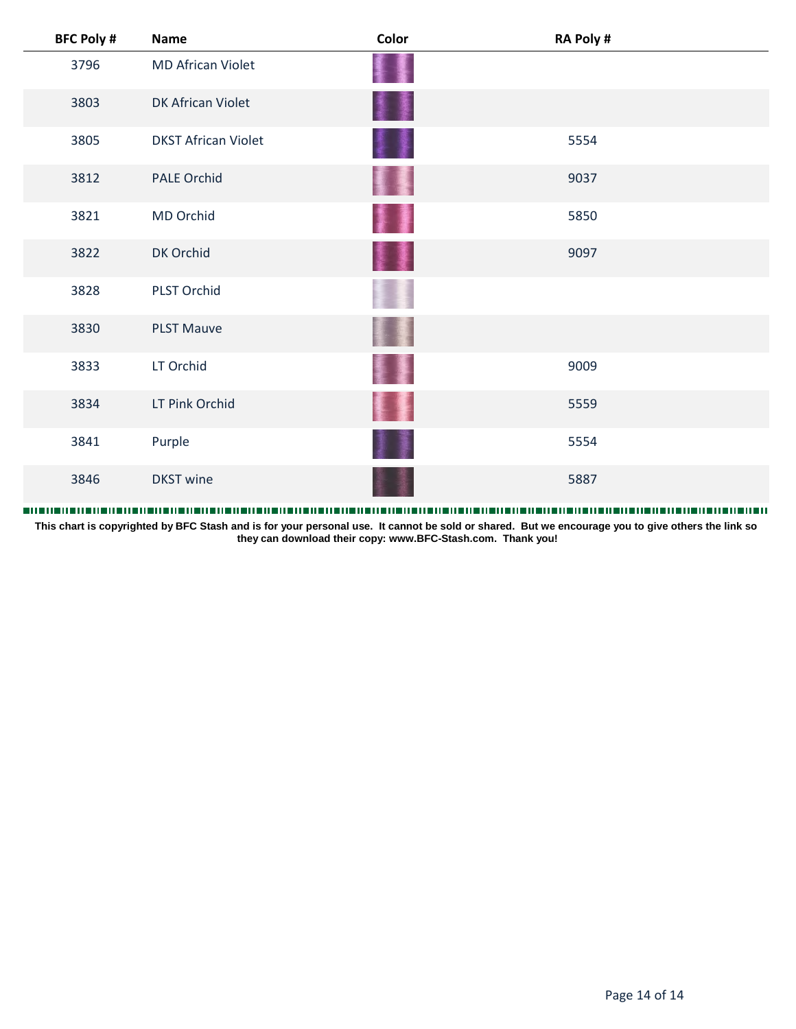| BFC Poly # | Name | Color | RA Poly # |
|---|---|---|---|
| 3796 | MD African Violet | | |
| 3803 | DK African Violet | | |
| 3805 | DKST African Violet | | 5554 |
| 3812 | PALE Orchid | | 9037 |
| 3821 | MD Orchid | | 5850 |
| 3822 | DK Orchid | | 9097 |
| 3828 | PLST Orchid | | |
| 3830 | PLST Mauve | | |
| 3833 | LT Orchid | | 9009 |
| 3834 | LT Pink Orchid | | 5559 |
| 3841 | Purple | | 5554 |
| 3846 | DKST wine | | 5887 |

**This chart is copyrighted by BFC Stash and is for your personal use. It cannot be sold or shared. But we encourage you to give others the link so they can download their copy: www.BFC-Stash.com. Thank you!**